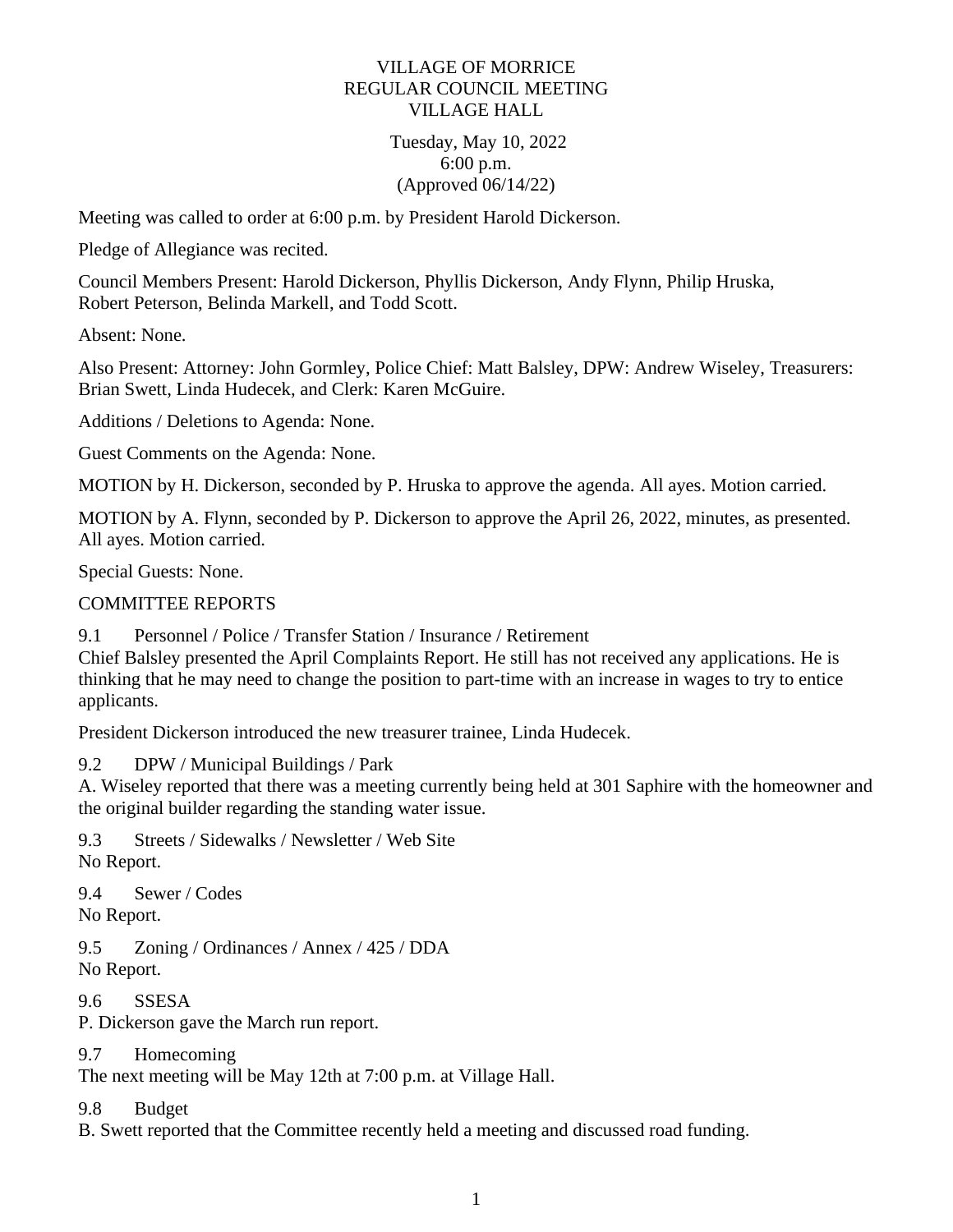VILLAGE OF MORRICE
REGULAR COUNCIL MEETING
VILLAGE HALL

Tuesday, May 10, 2022
6:00 p.m.
(Approved 06/14/22)

Meeting was called to order at 6:00 p.m. by President Harold Dickerson.

Pledge of Allegiance was recited.

Council Members Present: Harold Dickerson, Phyllis Dickerson, Andy Flynn, Philip Hruska, Robert Peterson, Belinda Markell, and Todd Scott.

Absent: None.

Also Present: Attorney: John Gormley, Police Chief: Matt Balsley, DPW: Andrew Wiseley, Treasurers: Brian Swett, Linda Hudecek, and Clerk: Karen McGuire.

Additions / Deletions to Agenda: None.

Guest Comments on the Agenda: None.

MOTION by H. Dickerson, seconded by P. Hruska to approve the agenda. All ayes. Motion carried.

MOTION by A. Flynn, seconded by P. Dickerson to approve the April 26, 2022, minutes, as presented. All ayes. Motion carried.

Special Guests: None.

COMMITTEE REPORTS

9.1 Personnel / Police / Transfer Station / Insurance / Retirement
Chief Balsley presented the April Complaints Report. He still has not received any applications. He is thinking that he may need to change the position to part-time with an increase in wages to try to entice applicants.

President Dickerson introduced the new treasurer trainee, Linda Hudecek.

9.2 DPW / Municipal Buildings / Park
A. Wiseley reported that there was a meeting currently being held at 301 Saphire with the homeowner and the original builder regarding the standing water issue.

9.3 Streets / Sidewalks / Newsletter / Web Site
No Report.

9.4 Sewer / Codes
No Report.

9.5 Zoning / Ordinances / Annex / 425 / DDA
No Report.

9.6 SSESA
P. Dickerson gave the March run report.

9.7 Homecoming
The next meeting will be May 12th at 7:00 p.m. at Village Hall.

9.8 Budget
B. Swett reported that the Committee recently held a meeting and discussed road funding.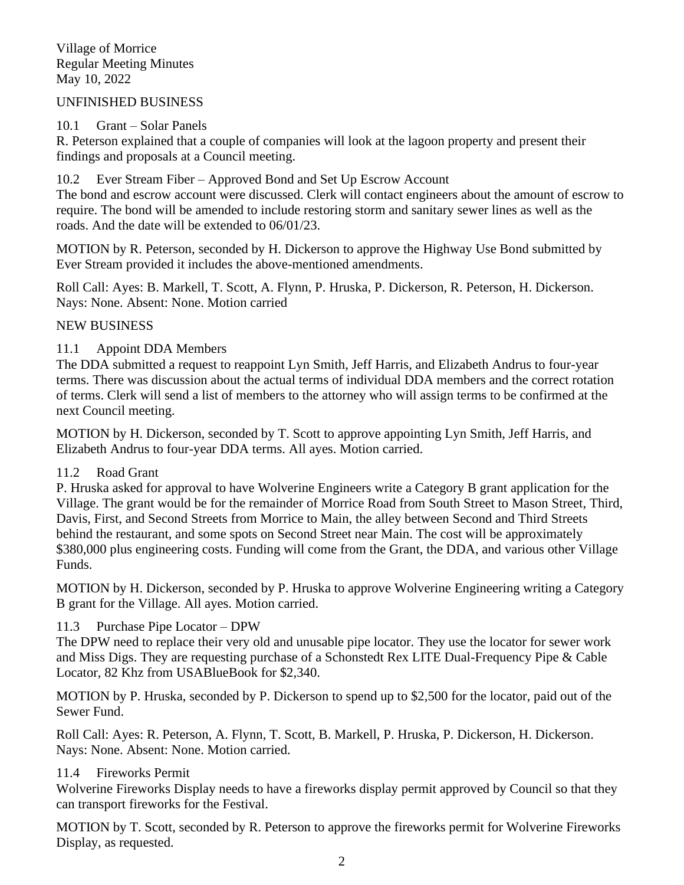Village of Morrice
Regular Meeting Minutes
May 10, 2022

UNFINISHED BUSINESS

10.1 Grant – Solar Panels

R. Peterson explained that a couple of companies will look at the lagoon property and present their findings and proposals at a Council meeting.

10.2 Ever Stream Fiber – Approved Bond and Set Up Escrow Account

The bond and escrow account were discussed. Clerk will contact engineers about the amount of escrow to require. The bond will be amended to include restoring storm and sanitary sewer lines as well as the roads. And the date will be extended to 06/01/23.

MOTION by R. Peterson, seconded by H. Dickerson to approve the Highway Use Bond submitted by Ever Stream provided it includes the above-mentioned amendments.

Roll Call: Ayes: B. Markell, T. Scott, A. Flynn, P. Hruska, P. Dickerson, R. Peterson, H. Dickerson. Nays: None. Absent: None. Motion carried

NEW BUSINESS

11.1 Appoint DDA Members

The DDA submitted a request to reappoint Lyn Smith, Jeff Harris, and Elizabeth Andrus to four-year terms. There was discussion about the actual terms of individual DDA members and the correct rotation of terms. Clerk will send a list of members to the attorney who will assign terms to be confirmed at the next Council meeting.

MOTION by H. Dickerson, seconded by T. Scott to approve appointing Lyn Smith, Jeff Harris, and Elizabeth Andrus to four-year DDA terms. All ayes. Motion carried.

11.2 Road Grant

P. Hruska asked for approval to have Wolverine Engineers write a Category B grant application for the Village. The grant would be for the remainder of Morrice Road from South Street to Mason Street, Third, Davis, First, and Second Streets from Morrice to Main, the alley between Second and Third Streets behind the restaurant, and some spots on Second Street near Main. The cost will be approximately $380,000 plus engineering costs. Funding will come from the Grant, the DDA, and various other Village Funds.

MOTION by H. Dickerson, seconded by P. Hruska to approve Wolverine Engineering writing a Category B grant for the Village. All ayes. Motion carried.

11.3 Purchase Pipe Locator – DPW

The DPW need to replace their very old and unusable pipe locator. They use the locator for sewer work and Miss Digs. They are requesting purchase of a Schonstedt Rex LITE Dual-Frequency Pipe & Cable Locator, 82 Khz from USABlueBook for $2,340.

MOTION by P. Hruska, seconded by P. Dickerson to spend up to $2,500 for the locator, paid out of the Sewer Fund.

Roll Call: Ayes: R. Peterson, A. Flynn, T. Scott, B. Markell, P. Hruska, P. Dickerson, H. Dickerson. Nays: None. Absent: None. Motion carried.

11.4 Fireworks Permit

Wolverine Fireworks Display needs to have a fireworks display permit approved by Council so that they can transport fireworks for the Festival.

MOTION by T. Scott, seconded by R. Peterson to approve the fireworks permit for Wolverine Fireworks Display, as requested.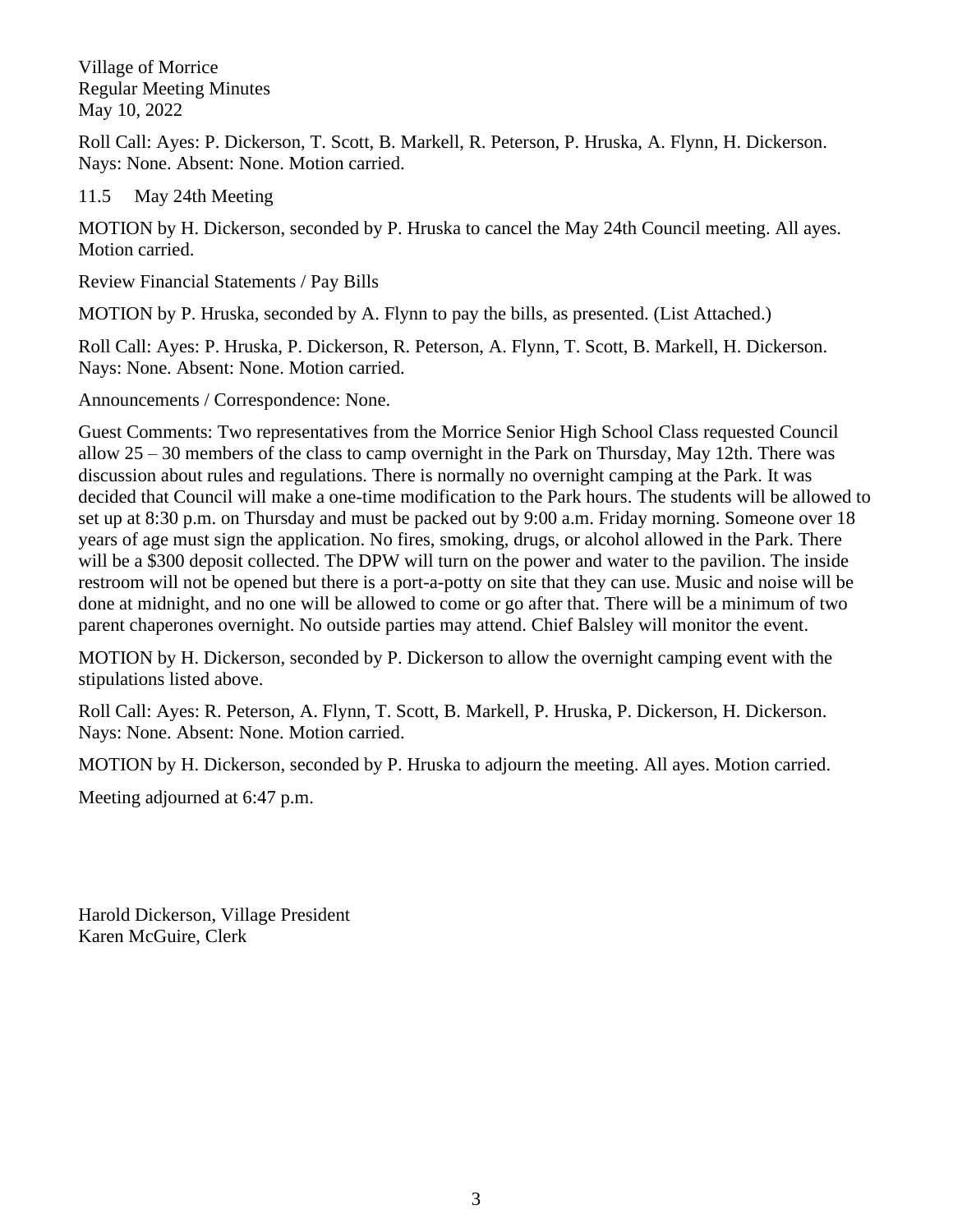Village of Morrice
Regular Meeting Minutes
May 10, 2022

Roll Call: Ayes: P. Dickerson, T. Scott, B. Markell, R. Peterson, P. Hruska, A. Flynn, H. Dickerson. Nays: None. Absent: None. Motion carried.

11.5 May 24th Meeting

MOTION by H. Dickerson, seconded by P. Hruska to cancel the May 24th Council meeting. All ayes. Motion carried.

Review Financial Statements / Pay Bills

MOTION by P. Hruska, seconded by A. Flynn to pay the bills, as presented. (List Attached.)

Roll Call: Ayes: P. Hruska, P. Dickerson, R. Peterson, A. Flynn, T. Scott, B. Markell, H. Dickerson. Nays: None. Absent: None. Motion carried.

Announcements / Correspondence: None.

Guest Comments: Two representatives from the Morrice Senior High School Class requested Council allow 25 – 30 members of the class to camp overnight in the Park on Thursday, May 12th. There was discussion about rules and regulations. There is normally no overnight camping at the Park. It was decided that Council will make a one-time modification to the Park hours. The students will be allowed to set up at 8:30 p.m. on Thursday and must be packed out by 9:00 a.m. Friday morning. Someone over 18 years of age must sign the application. No fires, smoking, drugs, or alcohol allowed in the Park. There will be a $300 deposit collected. The DPW will turn on the power and water to the pavilion. The inside restroom will not be opened but there is a port-a-potty on site that they can use. Music and noise will be done at midnight, and no one will be allowed to come or go after that. There will be a minimum of two parent chaperones overnight. No outside parties may attend. Chief Balsley will monitor the event.

MOTION by H. Dickerson, seconded by P. Dickerson to allow the overnight camping event with the stipulations listed above.

Roll Call: Ayes: R. Peterson, A. Flynn, T. Scott, B. Markell, P. Hruska, P. Dickerson, H. Dickerson. Nays: None. Absent: None. Motion carried.

MOTION by H. Dickerson, seconded by P. Hruska to adjourn the meeting. All ayes. Motion carried.

Meeting adjourned at 6:47 p.m.

Harold Dickerson, Village President
Karen McGuire, Clerk